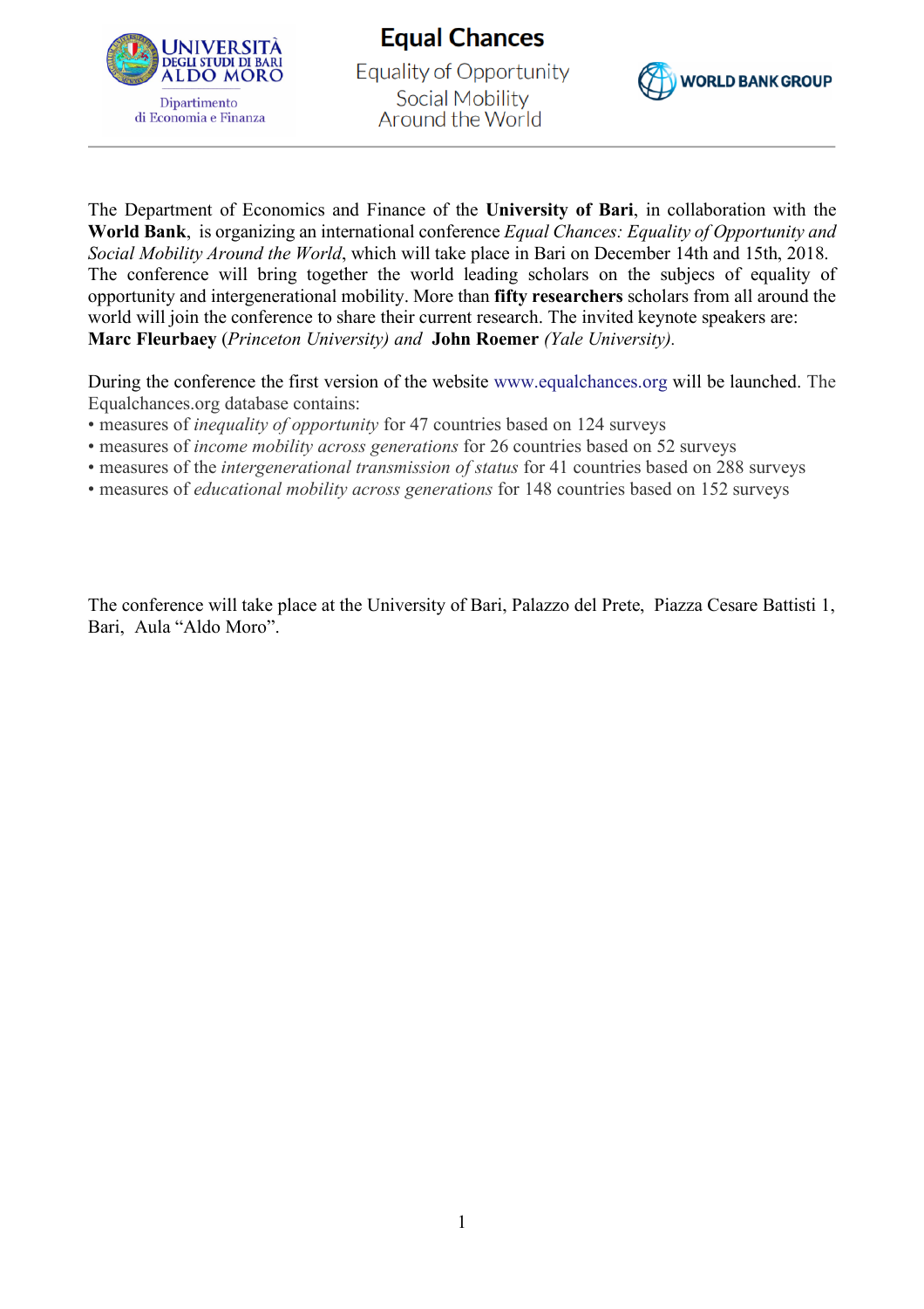UNIVERSITÀ DEGLI STUDI DI BARI ALDO MORO
Dipartimento di Economia e Finanza

# Equal Chances

Equality of Opportunity
Social Mobility
Around the World

WORLD BANK GROUP

The Department of Economics and Finance of the **University of Bari**, in collaboration with the **World Bank**, is organizing an international conference *Equal Chances: Equality of Opportunity and Social Mobility Around the World*, which will take place in Bari on December 14th and 15th, 2018.
The conference will bring together the world leading scholars on the subjecs of equality of opportunity and intergenerational mobility. More than **fifty researchers** scholars from all around the world will join the conference to share their current research. The invited keynote speakers are: **Marc Fleurbaey** (*Princeton University) and* **John Roemer** *(Yale University).*

During the conference the first version of the website www.equalchances.org will be launched. The Equalchances.org database contains:

- measures of *inequality of opportunity* for 47 countries based on 124 surveys
- measures of *income mobility across generations* for 26 countries based on 52 surveys
- measures of the *intergenerational transmission of status* for 41 countries based on 288 surveys
- measures of *educational mobility across generations* for 148 countries based on 152 surveys

The conference will take place at the University of Bari, Palazzo del Prete, Piazza Cesare Battisti 1, Bari, Aula "Aldo Moro".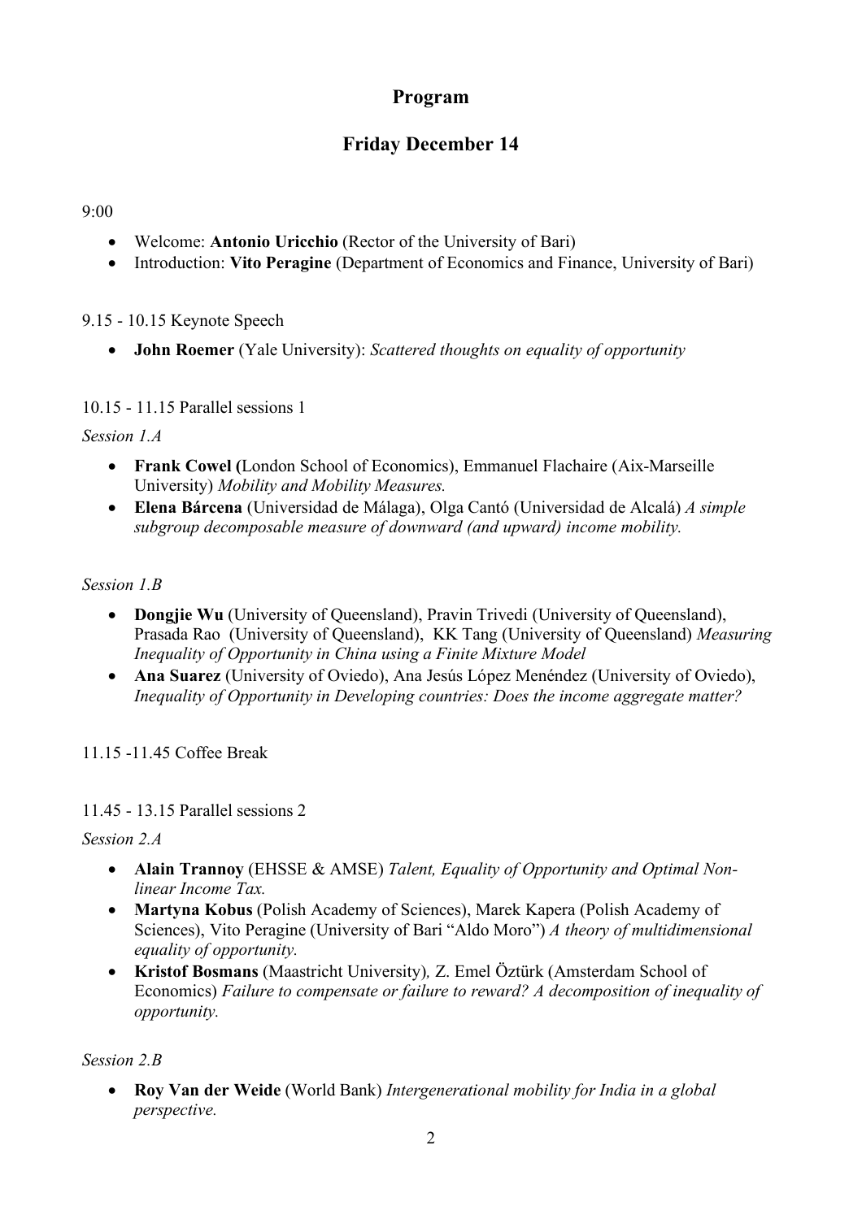# Program

## Friday December 14

9:00

- Welcome: **Antonio Uricchio** (Rector of the University of Bari)
- Introduction: **Vito Peragine** (Department of Economics and Finance, University of Bari)

9.15 - 10.15 Keynote Speech

- **John Roemer** (Yale University): *Scattered thoughts on equality of opportunity*

10.15 - 11.15 Parallel sessions 1

*Session 1.A*

- **Frank Cowel (**London School of Economics), Emmanuel Flachaire (Aix-Marseille University) *Mobility and Mobility Measures.*
- **Elena Bárcena** (Universidad de Málaga), Olga Cantó (Universidad de Alcalá) *A simple subgroup decomposable measure of downward (and upward) income mobility.*

*Session 1.B*

- **Dongjie Wu** (University of Queensland), Pravin Trivedi (University of Queensland), Prasada Rao (University of Queensland), KK Tang (University of Queensland) *Measuring Inequality of Opportunity in China using a Finite Mixture Model*
- **Ana Suarez** (University of Oviedo), Ana Jesús López Menéndez (University of Oviedo), *Inequality of Opportunity in Developing countries: Does the income aggregate matter?*

11.15 -11.45 Coffee Break

11.45 - 13.15 Parallel sessions 2

*Session 2.A*

- **Alain Trannoy** (EHSSE & AMSE) *Talent, Equality of Opportunity and Optimal Non-linear Income Tax.*
- **Martyna Kobus** (Polish Academy of Sciences), Marek Kapera (Polish Academy of Sciences), Vito Peragine (University of Bari "Aldo Moro") *A theory of multidimensional equality of opportunity.*
- **Kristof Bosmans** (Maastricht University)*,* Z. Emel Öztürk (Amsterdam School of Economics) *Failure to compensate or failure to reward? A decomposition of inequality of opportunity.*

*Session 2.B*

- **Roy Van der Weide** (World Bank) *Intergenerational mobility for India in a global perspective.*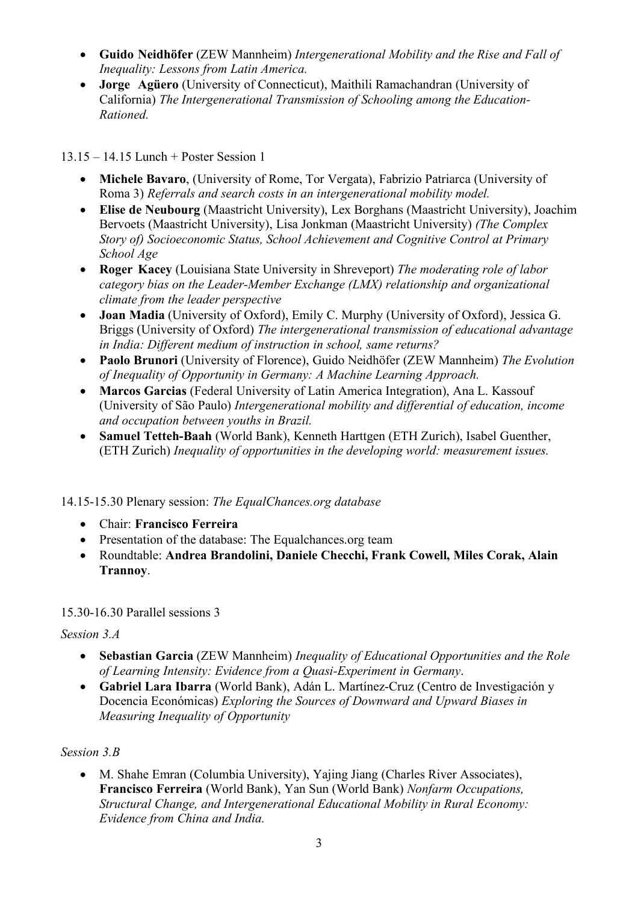- **Guido Neidhöfer** (ZEW Mannheim) *Intergenerational Mobility and the Rise and Fall of Inequality: Lessons from Latin America.*
- **Jorge Agüero** (University of Connecticut), Maithili Ramachandran (University of California) *The Intergenerational Transmission of Schooling among the Education-Rationed.*

13.15 – 14.15 Lunch + Poster Session 1

- **Michele Bavaro**, (University of Rome, Tor Vergata), Fabrizio Patriarca (University of Roma 3) *Referrals and search costs in an intergenerational mobility model.*
- **Elise de Neubourg** (Maastricht University), Lex Borghans (Maastricht University), Joachim Bervoets (Maastricht University), Lisa Jonkman (Maastricht University) *(The Complex Story of) Socioeconomic Status, School Achievement and Cognitive Control at Primary School Age*
- **Roger Kacey** (Louisiana State University in Shreveport) *The moderating role of labor category bias on the Leader-Member Exchange (LMX) relationship and organizational climate from the leader perspective*
- **Joan Madia** (University of Oxford), Emily C. Murphy (University of Oxford), Jessica G. Briggs (University of Oxford) *The intergenerational transmission of educational advantage in India: Different medium of instruction in school, same returns?*
- **Paolo Brunori** (University of Florence), Guido Neidhöfer (ZEW Mannheim) *The Evolution of Inequality of Opportunity in Germany: A Machine Learning Approach.*
- **Marcos Garcias** (Federal University of Latin America Integration), Ana L. Kassouf (University of São Paulo) *Intergenerational mobility and differential of education, income and occupation between youths in Brazil.*
- **Samuel Tetteh-Baah** (World Bank), Kenneth Harttgen (ETH Zurich), Isabel Guenther, (ETH Zurich) *Inequality of opportunities in the developing world: measurement issues.*

14.15-15.30 Plenary session: *The EqualChances.org database*

- Chair: **Francisco Ferreira**
- Presentation of the database: The Equalchances.org team
- Roundtable: **Andrea Brandolini, Daniele Checchi, Frank Cowell, Miles Corak, Alain Trannoy**.

15.30-16.30 Parallel sessions 3

*Session 3.A*

- **Sebastian Garcia** (ZEW Mannheim) *Inequality of Educational Opportunities and the Role of Learning Intensity: Evidence from a Quasi-Experiment in Germany*.
- **Gabriel Lara Ibarra** (World Bank), Adán L. Martínez-Cruz (Centro de Investigación y Docencia Económicas) *Exploring the Sources of Downward and Upward Biases in Measuring Inequality of Opportunity*

*Session 3.B*

- M. Shahe Emran (Columbia University), Yajing Jiang (Charles River Associates), **Francisco Ferreira** (World Bank), Yan Sun (World Bank) *Nonfarm Occupations, Structural Change, and Intergenerational Educational Mobility in Rural Economy: Evidence from China and India.*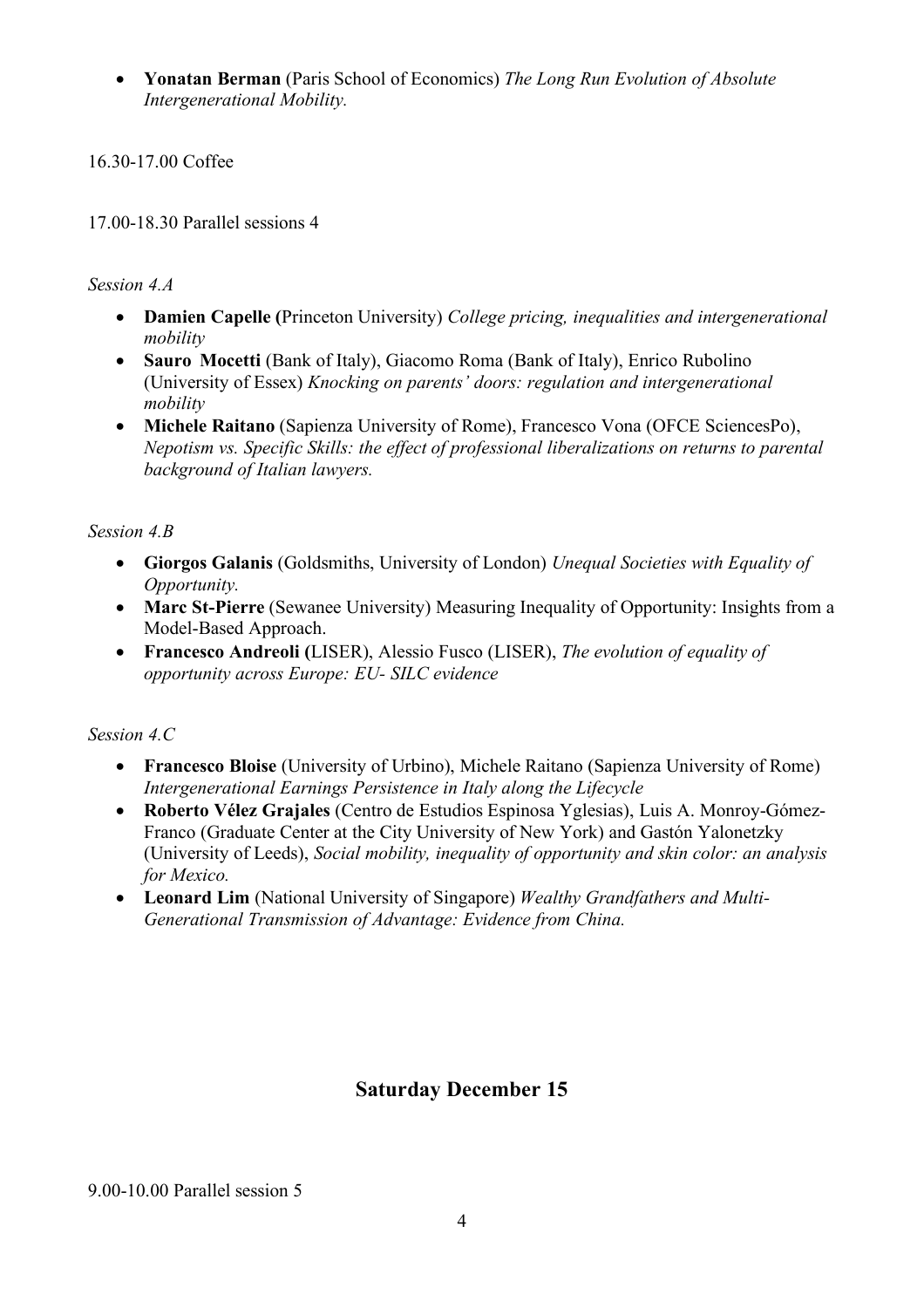- **Yonatan Berman** (Paris School of Economics) *The Long Run Evolution of Absolute Intergenerational Mobility.*

16.30-17.00 Coffee

17.00-18.30 Parallel sessions 4

*Session 4.A*

- **Damien Capelle (**Princeton University) *College pricing, inequalities and intergenerational mobility*
- **Sauro Mocetti** (Bank of Italy), Giacomo Roma (Bank of Italy), Enrico Rubolino (University of Essex) *Knocking on parents' doors: regulation and intergenerational mobility*
- **Michele Raitano** (Sapienza University of Rome), Francesco Vona (OFCE SciencesPo), *Nepotism vs. Specific Skills: the effect of professional liberalizations on returns to parental background of Italian lawyers.*

*Session 4.B*

- **Giorgos Galanis** (Goldsmiths, University of London) *Unequal Societies with Equality of Opportunity.*
- **Marc St-Pierre** (Sewanee University) Measuring Inequality of Opportunity: Insights from a Model-Based Approach.
- **Francesco Andreoli (**LISER), Alessio Fusco (LISER), *The evolution of equality of opportunity across Europe: EU- SILC evidence*

*Session 4.C*

- **Francesco Bloise** (University of Urbino), Michele Raitano (Sapienza University of Rome) *Intergenerational Earnings Persistence in Italy along the Lifecycle*
- **Roberto Vélez Grajales** (Centro de Estudios Espinosa Yglesias), Luis A. Monroy-Gómez-Franco (Graduate Center at the City University of New York) and Gastón Yalonetzky (University of Leeds), *Social mobility, inequality of opportunity and skin color: an analysis for Mexico.*
- **Leonard Lim** (National University of Singapore) *Wealthy Grandfathers and Multi-Generational Transmission of Advantage: Evidence from China.*

## Saturday December 15

9.00-10.00 Parallel session 5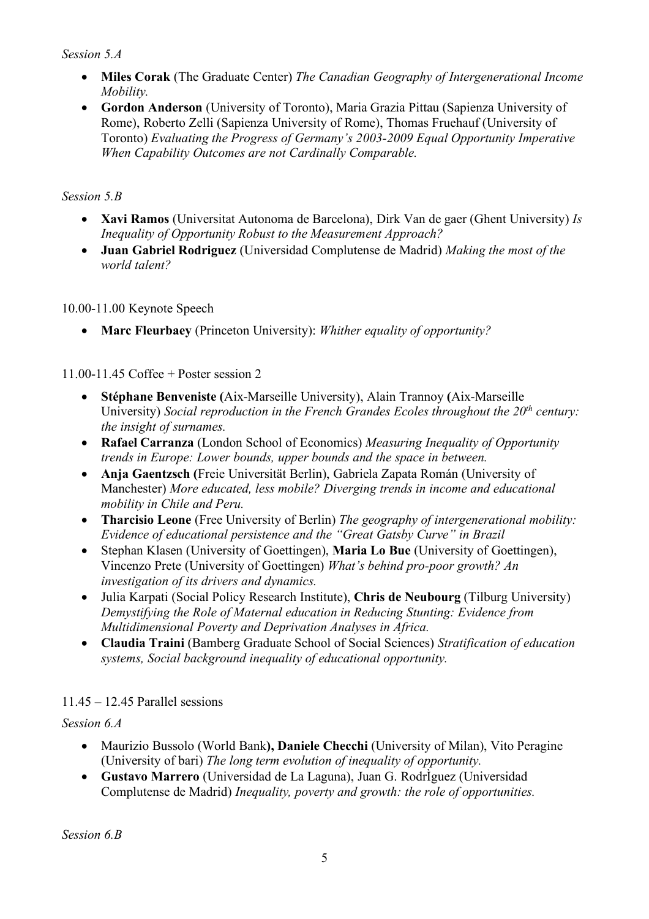*Session 5.A*

- **Miles Corak** (The Graduate Center) *The Canadian Geography of Intergenerational Income Mobility.*
- **Gordon Anderson** (University of Toronto), Maria Grazia Pittau (Sapienza University of Rome), Roberto Zelli (Sapienza University of Rome), Thomas Fruehauf (University of Toronto) *Evaluating the Progress of Germany's 2003-2009 Equal Opportunity Imperative When Capability Outcomes are not Cardinally Comparable.*

*Session 5.B*

- **Xavi Ramos** (Universitat Autonoma de Barcelona), Dirk Van de gaer (Ghent University) *Is Inequality of Opportunity Robust to the Measurement Approach?*
- **Juan Gabriel Rodriguez** (Universidad Complutense de Madrid) *Making the most of the world talent?*

10.00-11.00 Keynote Speech

- **Marc Fleurbaey** (Princeton University): *Whither equality of opportunity?*

11.00-11.45 Coffee + Poster session 2

- **Stéphane Benveniste (**Aix-Marseille University), Alain Trannoy **(**Aix-Marseille University) *Social reproduction in the French Grandes Ecoles throughout the 20th century: the insight of surnames.*
- **Rafael Carranza** (London School of Economics) *Measuring Inequality of Opportunity trends in Europe: Lower bounds, upper bounds and the space in between.*
- **Anja Gaentzsch (**Freie Universität Berlin), Gabriela Zapata Román (University of Manchester) *More educated, less mobile? Diverging trends in income and educational mobility in Chile and Peru.*
- **Tharcisio Leone** (Free University of Berlin) *The geography of intergenerational mobility: Evidence of educational persistence and the "Great Gatsby Curve" in Brazil*
- Stephan Klasen (University of Goettingen), **Maria Lo Bue** (University of Goettingen), Vincenzo Prete (University of Goettingen) *What's behind pro-poor growth? An investigation of its drivers and dynamics.*
- Julia Karpati (Social Policy Research Institute), **Chris de Neubourg** (Tilburg University) *Demystifying the Role of Maternal education in Reducing Stunting: Evidence from Multidimensional Poverty and Deprivation Analyses in Africa.*
- **Claudia Traini** (Bamberg Graduate School of Social Sciences) *Stratification of education systems, Social background inequality of educational opportunity.*

11.45 – 12.45 Parallel sessions

*Session 6.A*

- Maurizio Bussolo (World Bank**), Daniele Checchi** (University of Milan), Vito Peragine (University of bari) *The long term evolution of inequality of opportunity.*
- **Gustavo Marrero** (Universidad de La Laguna), Juan G. RodrÌguez (Universidad Complutense de Madrid) *Inequality, poverty and growth: the role of opportunities.*

*Session 6.B*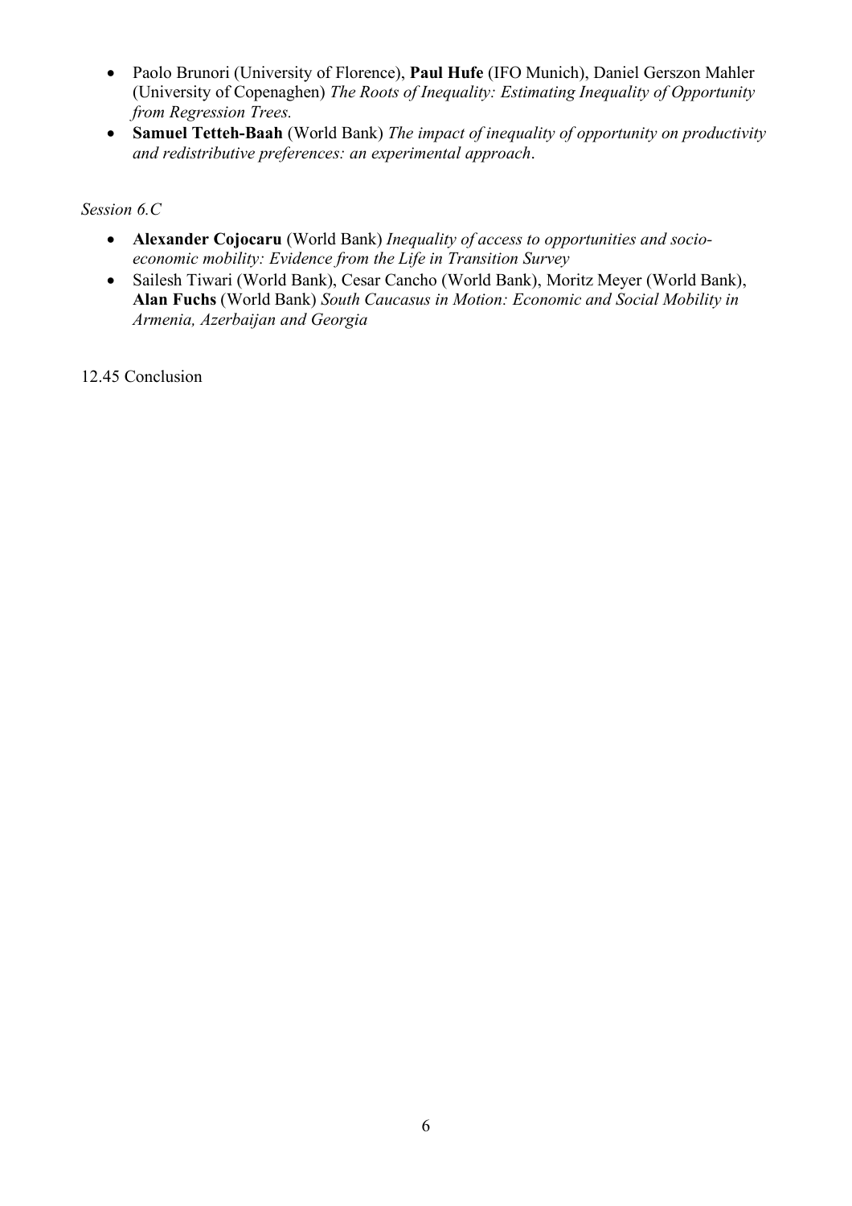- Paolo Brunori (University of Florence), **Paul Hufe** (IFO Munich), Daniel Gerszon Mahler (University of Copenaghen) *The Roots of Inequality: Estimating Inequality of Opportunity from Regression Trees.*
- **Samuel Tetteh-Baah** (World Bank) *The impact of inequality of opportunity on productivity and redistributive preferences: an experimental approach*.

*Session 6.C*

- **Alexander Cojocaru** (World Bank) *Inequality of access to opportunities and socio-economic mobility: Evidence from the Life in Transition Survey*
- Sailesh Tiwari (World Bank), Cesar Cancho (World Bank), Moritz Meyer (World Bank), **Alan Fuchs** (World Bank) *South Caucasus in Motion: Economic and Social Mobility in Armenia, Azerbaijan and Georgia*

12.45 Conclusion